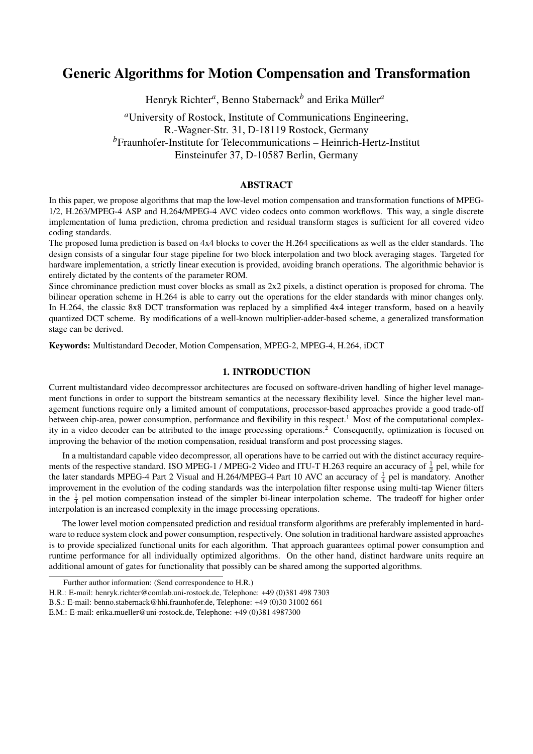# Generic Algorithms for Motion Compensation and Transformation

Henryk Richter[a], Benno Stabernack[b] and Erika Müller[a]

[a]University of Rostock, Institute of Communications Engineering,
R.-Wagner-Str. 31, D-18119 Rostock, Germany
[b]Fraunhofer-Institute for Telecommunications – Heinrich-Hertz-Institut
Einsteinufer 37, D-10587 Berlin, Germany

## ABSTRACT

In this paper, we propose algorithms that map the low-level motion compensation and transformation functions of MPEG-1/2, H.263/MPEG-4 ASP and H.264/MPEG-4 AVC video codecs onto common workflows. This way, a single discrete implementation of luma prediction, chroma prediction and residual transform stages is sufficient for all covered video coding standards.

The proposed luma prediction is based on 4x4 blocks to cover the H.264 specifications as well as the elder standards. The design consists of a singular four stage pipeline for two block interpolation and two block averaging stages. Targeted for hardware implementation, a strictly linear execution is provided, avoiding branch operations. The algorithmic behavior is entirely dictated by the contents of the parameter ROM.

Since chrominance prediction must cover blocks as small as 2x2 pixels, a distinct operation is proposed for chroma. The bilinear operation scheme in H.264 is able to carry out the operations for the elder standards with minor changes only. In H.264, the classic 8x8 DCT transformation was replaced by a simplified 4x4 integer transform, based on a heavily quantized DCT scheme. By modifications of a well-known multiplier-adder-based scheme, a generalized transformation stage can be derived.

**Keywords:** Multistandard Decoder, Motion Compensation, MPEG-2, MPEG-4, H.264, iDCT

## 1. INTRODUCTION

Current multistandard video decompressor architectures are focused on software-driven handling of higher level management functions in order to support the bitstream semantics at the necessary flexibility level. Since the higher level management functions require only a limited amount of computations, processor-based approaches provide a good trade-off between chip-area, power consumption, performance and flexibility in this respect.[1] Most of the computational complexity in a video decoder can be attributed to the image processing operations.[2] Consequently, optimization is focused on improving the behavior of the motion compensation, residual transform and post processing stages.

In a multistandard capable video decompressor, all operations have to be carried out with the distinct accuracy requirements of the respective standard. ISO MPEG-1 / MPEG-2 Video and ITU-T H.263 require an accuracy of $\frac{1}{2}$ pel, while for the later standards MPEG-4 Part 2 Visual and H.264/MPEG-4 Part 10 AVC an accuracy of $\frac{1}{4}$ pel is mandatory. Another improvement in the evolution of the coding standards was the interpolation filter response using multi-tap Wiener filters in the $\frac{1}{4}$ pel motion compensation instead of the simpler bi-linear interpolation scheme. The tradeoff for higher order interpolation is an increased complexity in the image processing operations.

The lower level motion compensated prediction and residual transform algorithms are preferably implemented in hardware to reduce system clock and power consumption, respectively. One solution in traditional hardware assisted approaches is to provide specialized functional units for each algorithm. That approach guarantees optimal power consumption and runtime performance for all individually optimized algorithms. On the other hand, distinct hardware units require an additional amount of gates for functionality that possibly can be shared among the supported algorithms.

Further author information: (Send correspondence to H.R.)
H.R.: E-mail: henryk.richter@comlab.uni-rostock.de, Telephone: +49 (0)381 498 7303
B.S.: E-mail: benno.stabernack@hhi.fraunhofer.de, Telephone: +49 (0)30 31002 661
E.M.: E-mail: erika.mueller@uni-rostock.de, Telephone: +49 (0)381 4987300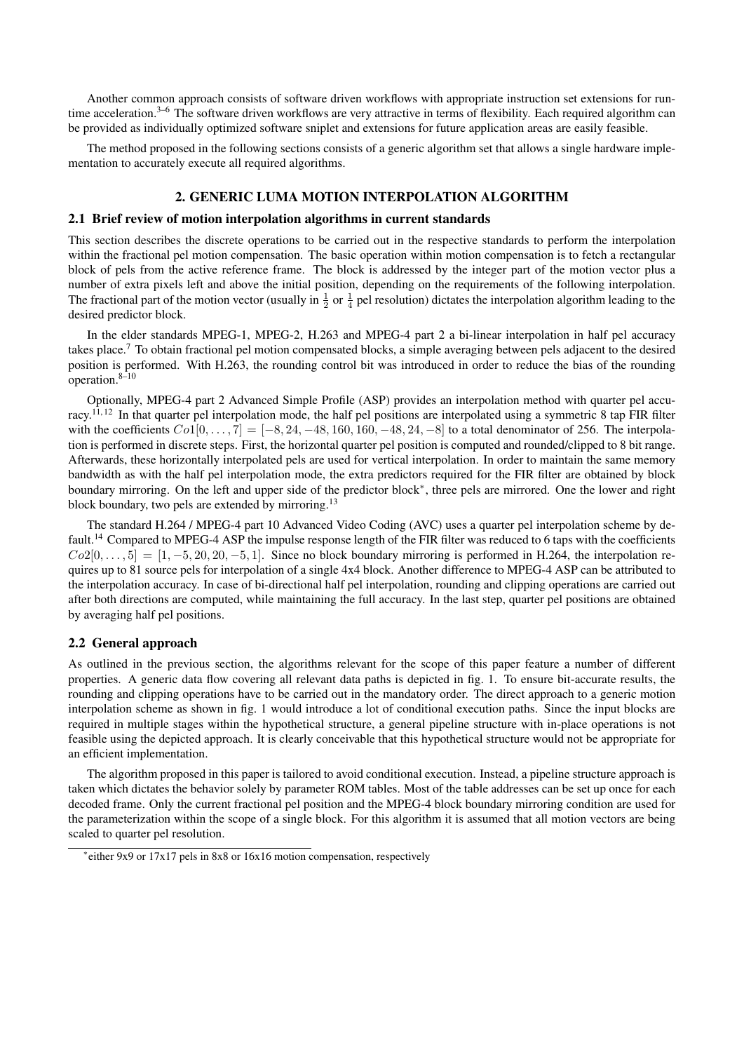Another common approach consists of software driven workflows with appropriate instruction set extensions for run-time acceleration.[3–6] The software driven workflows are very attractive in terms of flexibility. Each required algorithm can be provided as individually optimized software sniplet and extensions for future application areas are easily feasible.

The method proposed in the following sections consists of a generic algorithm set that allows a single hardware implementation to accurately execute all required algorithms.

## 2. GENERIC LUMA MOTION INTERPOLATION ALGORITHM

### 2.1 Brief review of motion interpolation algorithms in current standards

This section describes the discrete operations to be carried out in the respective standards to perform the interpolation within the fractional pel motion compensation. The basic operation within motion compensation is to fetch a rectangular block of pels from the active reference frame. The block is addressed by the integer part of the motion vector plus a number of extra pixels left and above the initial position, depending on the requirements of the following interpolation. The fractional part of the motion vector (usually in $\frac{1}{2}$ or $\frac{1}{4}$ pel resolution) dictates the interpolation algorithm leading to the desired predictor block.

In the elder standards MPEG-1, MPEG-2, H.263 and MPEG-4 part 2 a bi-linear interpolation in half pel accuracy takes place.[7] To obtain fractional pel motion compensated blocks, a simple averaging between pels adjacent to the desired position is performed. With H.263, the rounding control bit was introduced in order to reduce the bias of the rounding operation.[8–10]

Optionally, MPEG-4 part 2 Advanced Simple Profile (ASP) provides an interpolation method with quarter pel accuracy.[11,12] In that quarter pel interpolation mode, the half pel positions are interpolated using a symmetric 8 tap FIR filter with the coefficients $Co1[0, \ldots, 7] = [-8, 24, -48, 160, 160, -48, 24, -8]$ to a total denominator of 256. The interpolation is performed in discrete steps. First, the horizontal quarter pel position is computed and rounded/clipped to 8 bit range. Afterwards, these horizontally interpolated pels are used for vertical interpolation. In order to maintain the same memory bandwidth as with the half pel interpolation mode, the extra predictors required for the FIR filter are obtained by block boundary mirroring. On the left and upper side of the predictor block*, three pels are mirrored. One the lower and right block boundary, two pels are extended by mirroring.[13]

The standard H.264 / MPEG-4 part 10 Advanced Video Coding (AVC) uses a quarter pel interpolation scheme by default.[14] Compared to MPEG-4 ASP the impulse response length of the FIR filter was reduced to 6 taps with the coefficients $Co2[0, \ldots, 5] = [1, -5, 20, 20, -5, 1]$. Since no block boundary mirroring is performed in H.264, the interpolation requires up to 81 source pels for interpolation of a single 4x4 block. Another difference to MPEG-4 ASP can be attributed to the interpolation accuracy. In case of bi-directional half pel interpolation, rounding and clipping operations are carried out after both directions are computed, while maintaining the full accuracy. In the last step, quarter pel positions are obtained by averaging half pel positions.

### 2.2 General approach

As outlined in the previous section, the algorithms relevant for the scope of this paper feature a number of different properties. A generic data flow covering all relevant data paths is depicted in fig. 1. To ensure bit-accurate results, the rounding and clipping operations have to be carried out in the mandatory order. The direct approach to a generic motion interpolation scheme as shown in fig. 1 would introduce a lot of conditional execution paths. Since the input blocks are required in multiple stages within the hypothetical structure, a general pipeline structure with in-place operations is not feasible using the depicted approach. It is clearly conceivable that this hypothetical structure would not be appropriate for an efficient implementation.

The algorithm proposed in this paper is tailored to avoid conditional execution. Instead, a pipeline structure approach is taken which dictates the behavior solely by parameter ROM tables. Most of the table addresses can be set up once for each decoded frame. Only the current fractional pel position and the MPEG-4 block boundary mirroring condition are used for the parameterization within the scope of a single block. For this algorithm it is assumed that all motion vectors are being scaled to quarter pel resolution.

*either 9x9 or 17x17 pels in 8x8 or 16x16 motion compensation, respectively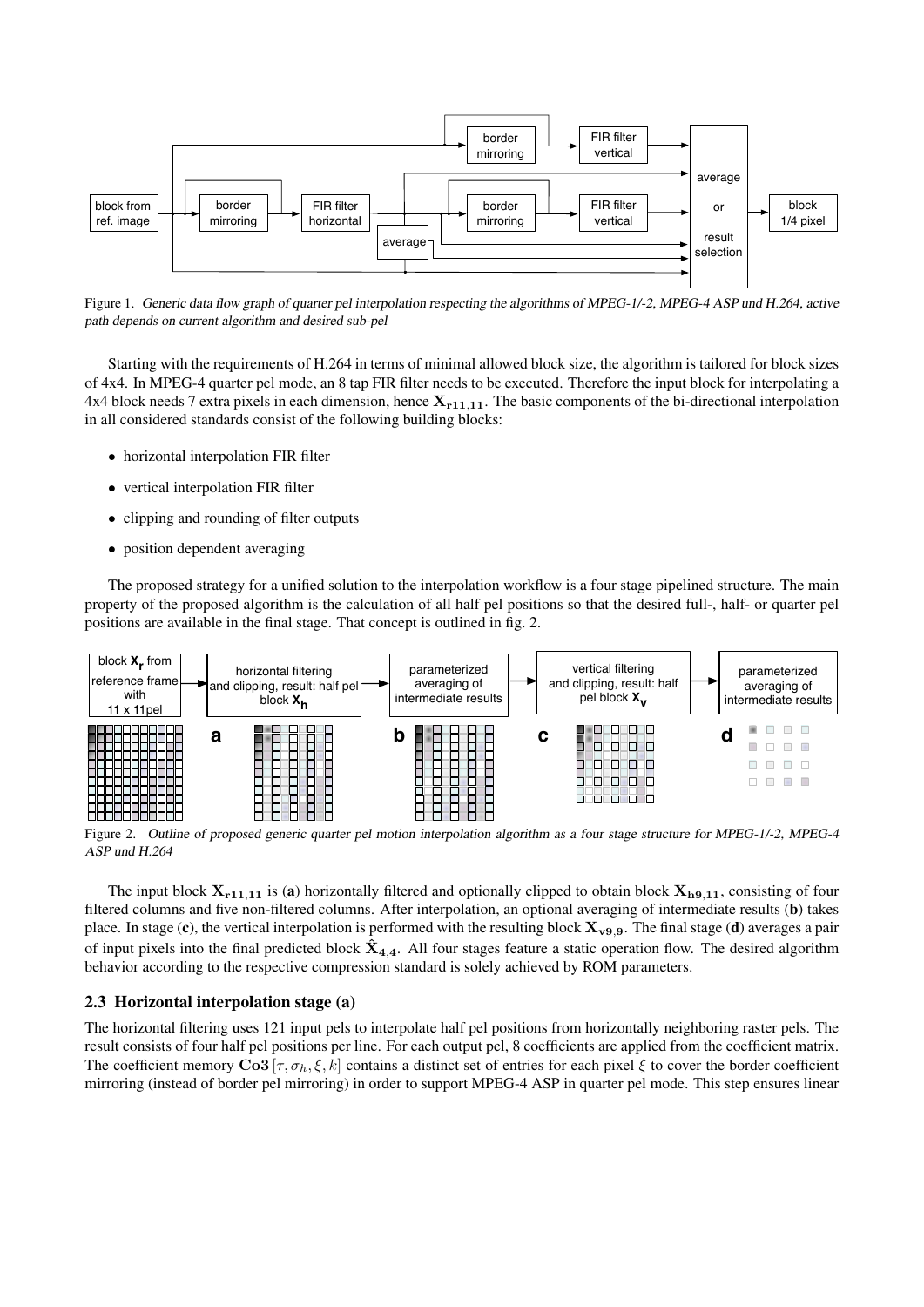Figure 1. *Generic data flow graph of quarter pel interpolation respecting the algorithms of MPEG-1/-2, MPEG-4 ASP und H.264, active path depends on current algorithm and desired sub-pel*

Starting with the requirements of H.264 in terms of minimal allowed block size, the algorithm is tailored for block sizes of 4x4. In MPEG-4 quarter pel mode, an 8 tap FIR filter needs to be executed. Therefore the input block for interpolating a 4x4 block needs 7 extra pixels in each dimension, hence $\mathbf{X_{r11,11}}$. The basic components of the bi-directional interpolation in all considered standards consist of the following building blocks:

- horizontal interpolation FIR filter
- vertical interpolation FIR filter
- clipping and rounding of filter outputs
- position dependent averaging

The proposed strategy for a unified solution to the interpolation workflow is a four stage pipelined structure. The main property of the proposed algorithm is the calculation of all half pel positions so that the desired full-, half- or quarter pel positions are available in the final stage. That concept is outlined in fig. 2.

Figure 2. *Outline of proposed generic quarter pel motion interpolation algorithm as a four stage structure for MPEG-1/-2, MPEG-4 ASP und H.264*

The input block $\mathbf{X_{r11,11}}$ is (**a**) horizontally filtered and optionally clipped to obtain block $\mathbf{X_{h9,11}}$, consisting of four filtered columns and five non-filtered columns. After interpolation, an optional averaging of intermediate results (**b**) takes place. In stage (**c**), the vertical interpolation is performed with the resulting block $\mathbf{X_{v9,9}}$. The final stage (**d**) averages a pair of input pixels into the final predicted block $\mathbf{\hat{X}_{4,4}}$. All four stages feature a static operation flow. The desired algorithm behavior according to the respective compression standard is solely achieved by ROM parameters.

### 2.3 Horizontal interpolation stage (a)

The horizontal filtering uses 121 input pels to interpolate half pel positions from horizontally neighboring raster pels. The result consists of four half pel positions per line. For each output pel, 8 coefficients are applied from the coefficient matrix. The coefficient memory $\mathbf{Co3}\left[\tau, \sigma_h, \xi, k\right]$ contains a distinct set of entries for each pixel $\xi$ to cover the border coefficient mirroring (instead of border pel mirroring) in order to support MPEG-4 ASP in quarter pel mode. This step ensures linear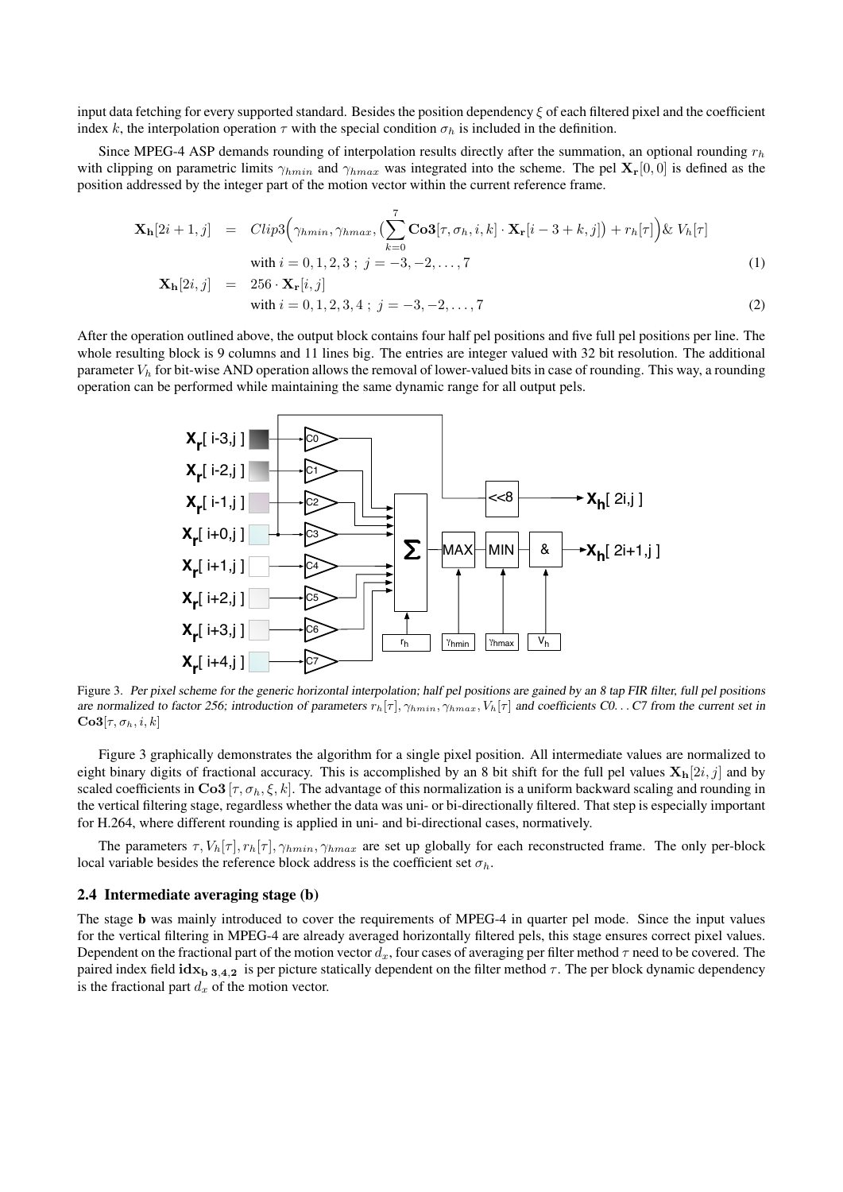input data fetching for every supported standard. Besides the position dependency $\xi$ of each filtered pixel and the coefficient index $k$, the interpolation operation $\tau$ with the special condition $\sigma_h$ is included in the definition.

Since MPEG-4 ASP demands rounding of interpolation results directly after the summation, an optional rounding $r_h$ with clipping on parametric limits $\gamma_{hmin}$ and $\gamma_{hmax}$ was integrated into the scheme. The pel $\mathbf{X_r}[0,0]$ is defined as the position addressed by the integer part of the motion vector within the current reference frame.

$$
\begin{aligned}
\mathbf{X_h}[2i+1,j] &= Clip3\Big(\gamma_{hmin}, \gamma_{hmax}, \big(\sum_{k=0}^{7} \mathbf{Co3}[\tau, \sigma_h, i, k] \cdot \mathbf{X_r}[i-3+k, j]\big) + r_h[\tau]\Big) \,\&\, V_h[\tau] \\
&\quad \text{with } i = 0,1,2,3\ ;\ j = -3,-2,\ldots,7 \qquad (1) \\
\mathbf{X_h}[2i,j] &= 256 \cdot \mathbf{X_r}[i,j] \\
&\quad \text{with } i = 0,1,2,3,4\ ;\ j = -3,-2,\ldots,7 \qquad (2)
\end{aligned}
$$

After the operation outlined above, the output block contains four half pel positions and five full pel positions per line. The whole resulting block is 9 columns and 11 lines big. The entries are integer valued with 32 bit resolution. The additional parameter $V_h$ for bit-wise AND operation allows the removal of lower-valued bits in case of rounding. This way, a rounding operation can be performed while maintaining the same dynamic range for all output pels.

Figure 3. *Per pixel scheme for the generic horizontal interpolation; half pel positions are gained by an 8 tap FIR filter, full pel positions are normalized to factor 256; introduction of parameters $r_h[\tau], \gamma_{hmin}, \gamma_{hmax}, V_h[\tau]$ and coefficients C0. . . C7 from the current set in* $\mathbf{Co3}[\tau, \sigma_h, i, k]$

Figure 3 graphically demonstrates the algorithm for a single pixel position. All intermediate values are normalized to eight binary digits of fractional accuracy. This is accomplished by an 8 bit shift for the full pel values $\mathbf{X_h}[2i, j]$ and by scaled coefficients in $\mathbf{Co3}\,[\tau, \sigma_h, \xi, k]$. The advantage of this normalization is a uniform backward scaling and rounding in the vertical filtering stage, regardless whether the data was uni- or bi-directionally filtered. That step is especially important for H.264, where different rounding is applied in uni- and bi-directional cases, normatively.

The parameters $\tau, V_h[\tau], r_h[\tau], \gamma_{hmin}, \gamma_{hmax}$ are set up globally for each reconstructed frame. The only per-block local variable besides the reference block address is the coefficient set $\sigma_h$.

### 2.4 Intermediate averaging stage (b)

The stage **b** was mainly introduced to cover the requirements of MPEG-4 in quarter pel mode. Since the input values for the vertical filtering in MPEG-4 are already averaged horizontally filtered pels, this stage ensures correct pixel values. Dependent on the fractional part of the motion vector $d_x$, four cases of averaging per filter method $\tau$ need to be covered. The paired index field $\mathbf{idx_{b\ 3,4,2}}$ is per picture statically dependent on the filter method $\tau$. The per block dynamic dependency is the fractional part $d_x$ of the motion vector.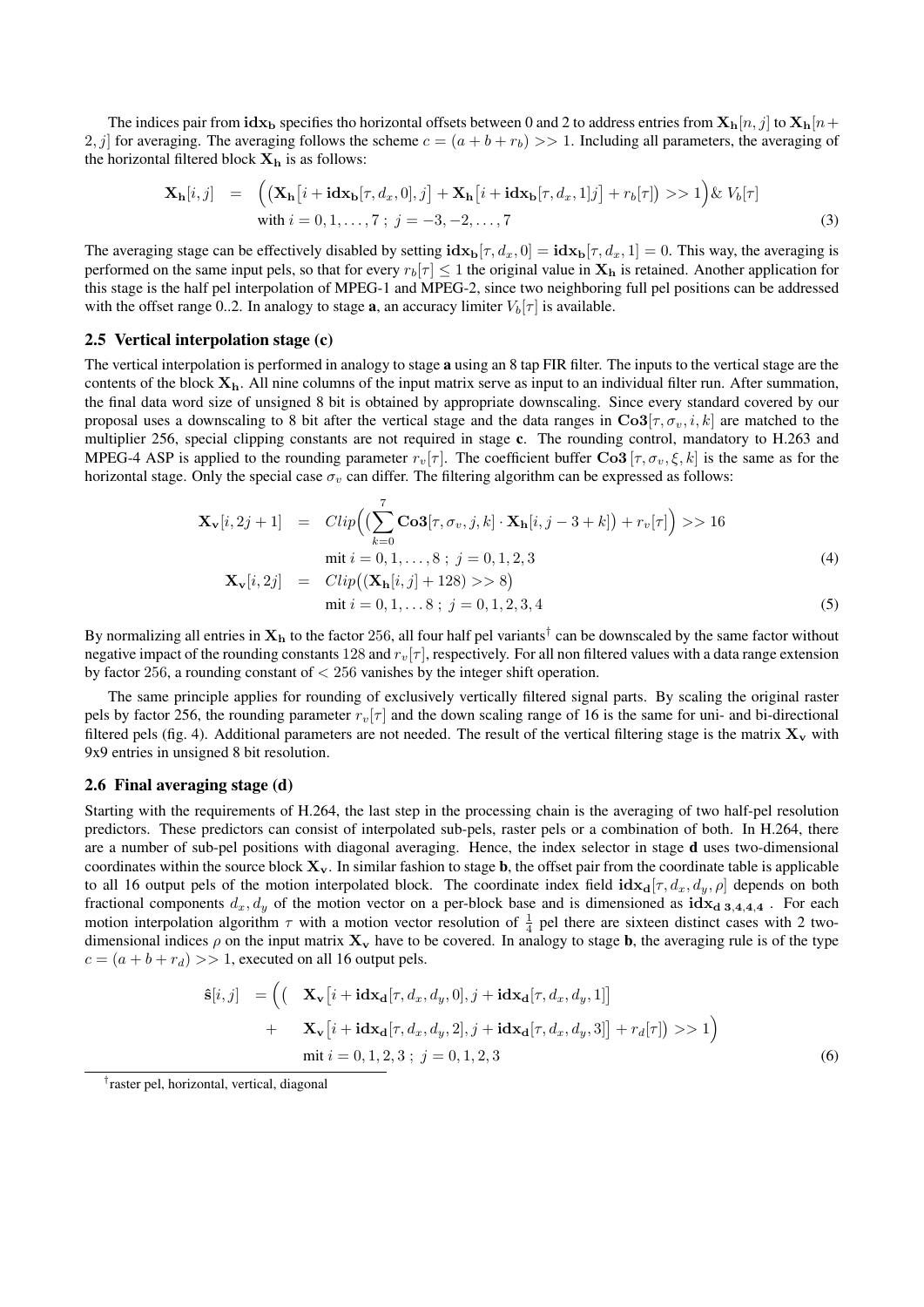The indices pair from $\mathbf{idx_b}$ specifies tho horizontal offsets between 0 and 2 to address entries from $\mathbf{X_h}[n, j]$ to $\mathbf{X_h}[n+2, j]$ for averaging. The averaging follows the scheme $c = (a + b + r_b) >> 1$. Including all parameters, the averaging of the horizontal filtered block $\mathbf{X_h}$ is as follows:

$$
\begin{aligned}
\mathbf{X_h}[i, j] \;\; &= \;\; \Big( \big( \mathbf{X_h}\big[i + \mathbf{idx_b}[\tau, d_x, 0], j\big] + \mathbf{X_h}\big[i + \mathbf{idx_b}[\tau, d_x, 1] j\big] + r_b[\tau] \big) >> 1 \Big) \,\&\, V_b[\tau] \\
&\quad\; \text{with } i = 0, 1, \ldots, 7 \;;\; j = -3, -2, \ldots, 7
\end{aligned}
\tag{3}
$$

The averaging stage can be effectively disabled by setting $\mathbf{idx_b}[\tau, d_x, 0] = \mathbf{idx_b}[\tau, d_x, 1] = 0$. This way, the averaging is performed on the same input pels, so that for every $r_b[\tau] \leq 1$ the original value in $\mathbf{X_h}$ is retained. Another application for this stage is the half pel interpolation of MPEG-1 and MPEG-2, since two neighboring full pel positions can be addressed with the offset range 0..2. In analogy to stage **a**, an accuracy limiter $V_b[\tau]$ is available.

### 2.5 Vertical interpolation stage (c)

The vertical interpolation is performed in analogy to stage **a** using an 8 tap FIR filter. The inputs to the vertical stage are the contents of the block $\mathbf{X_h}$. All nine columns of the input matrix serve as input to an individual filter run. After summation, the final data word size of unsigned 8 bit is obtained by appropriate downscaling. Since every standard covered by our proposal uses a downscaling to 8 bit after the vertical stage and the data ranges in $\mathbf{Co3}[\tau, \sigma_v, i, k]$ are matched to the multiplier 256, special clipping constants are not required in stage **c**. The rounding control, mandatory to H.263 and MPEG-4 ASP is applied to the rounding parameter $r_v[\tau]$. The coefficient buffer $\mathbf{Co3}\,[\tau, \sigma_v, \xi, k]$ is the same as for the horizontal stage. Only the special case $\sigma_v$ can differ. The filtering algorithm can be expressed as follows:

$$
\begin{aligned}
\mathbf{X_v}[i, 2j+1] \;\; &= \;\; Clip\Big( \big( \sum_{k=0}^{7} \mathbf{Co3}[\tau, \sigma_v, j, k] \cdot \mathbf{X_h}[i, j-3+k] \big) + r_v[\tau] \Big) >> 16 \\
&\quad\; \text{mit } i = 0, 1, \ldots, 8 \;;\; j = 0, 1, 2, 3
\end{aligned}
\tag{4}
$$

$$
\begin{aligned}
\mathbf{X_v}[i, 2j] \;\; &= \;\; Clip\big( (\mathbf{X_h}[i, j] + 128) >> 8 \big) \\
&\quad\; \text{mit } i = 0, 1, \ldots 8 \;;\; j = 0, 1, 2, 3, 4
\end{aligned}
\tag{5}
$$

By normalizing all entries in $\mathbf{X_h}$ to the factor 256, all four half pel variants[†] can be downscaled by the same factor without negative impact of the rounding constants 128 and $r_v[\tau]$, respectively. For all non filtered values with a data range extension by factor 256, a rounding constant of $< 256$ vanishes by the integer shift operation.

The same principle applies for rounding of exclusively vertically filtered signal parts. By scaling the original raster pels by factor 256, the rounding parameter $r_v[\tau]$ and the down scaling range of 16 is the same for uni- and bi-directional filtered pels (fig. 4). Additional parameters are not needed. The result of the vertical filtering stage is the matrix $\mathbf{X_v}$ with 9x9 entries in unsigned 8 bit resolution.

### 2.6 Final averaging stage (d)

Starting with the requirements of H.264, the last step in the processing chain is the averaging of two half-pel resolution predictors. These predictors can consist of interpolated sub-pels, raster pels or a combination of both. In H.264, there are a number of sub-pel positions with diagonal averaging. Hence, the index selector in stage **d** uses two-dimensional coordinates within the source block $\mathbf{X_v}$. In similar fashion to stage **b**, the offset pair from the coordinate table is applicable to all 16 output pels of the motion interpolated block. The coordinate index field $\mathbf{idx_d}[\tau, d_x, d_y, \rho]$ depends on both fractional components $d_x, d_y$ of the motion vector on a per-block base and is dimensioned as $\mathbf{idx_{d\;3,4,4,4}}$. For each motion interpolation algorithm $\tau$ with a motion vector resolution of $\frac{1}{4}$ pel there are sixteen distinct cases with 2 two-dimensional indices $\rho$ on the input matrix $\mathbf{X_v}$ have to be covered. In analogy to stage **b**, the averaging rule is of the type $c = (a + b + r_d) >> 1$, executed on all 16 output pels.

$$
\begin{aligned}
\hat{\mathbf{s}}[i, j] \;\; &= \Big( \big( \;\; \mathbf{X_v}\big[i + \mathbf{idx_d}[\tau, d_x, d_y, 0], j + \mathbf{idx_d}[\tau, d_x, d_y, 1]\big] \\
&\quad + \;\; \mathbf{X_v}\big[i + \mathbf{idx_d}[\tau, d_x, d_y, 2], j + \mathbf{idx_d}[\tau, d_x, d_y, 3]\big] + r_d[\tau] \big) >> 1 \Big) \\
&\quad\; \text{mit } i = 0, 1, 2, 3 \;;\; j = 0, 1, 2, 3
\end{aligned}
\tag{6}
$$

[†] raster pel, horizontal, vertical, diagonal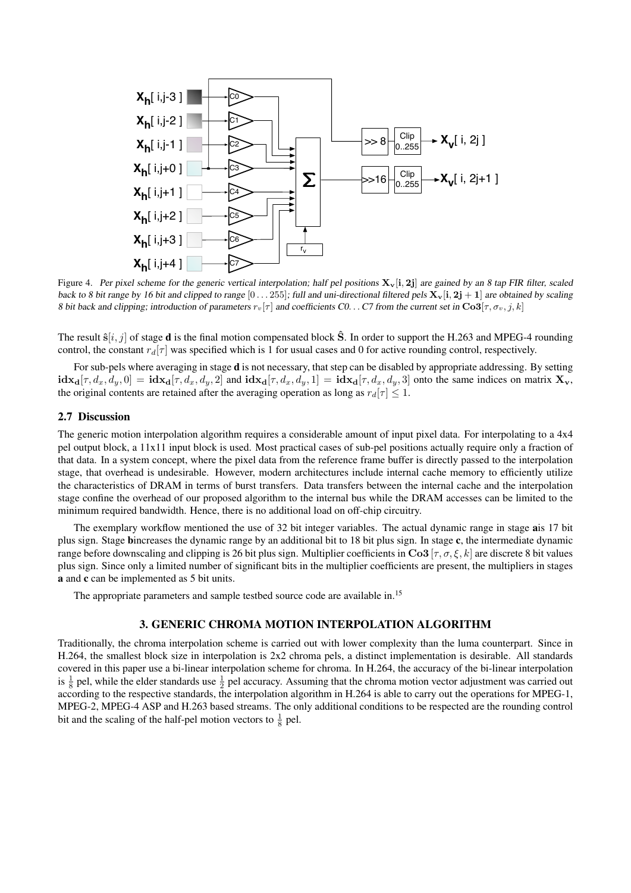Figure 4. *Per pixel scheme for the generic vertical interpolation; half pel positions $\mathbf{X_v[i, 2j]}$ are gained by an 8 tap FIR filter, scaled back to 8 bit range by 16 bit and clipped to range $[0 \ldots 255]$; full and uni-directional filtered pels $\mathbf{X_v[i, 2j+1]}$ are obtained by scaling 8 bit back and clipping; introduction of parameters $r_v[\tau]$ and coefficients C0... C7 from the current set in $\mathbf{Co3}[\tau, \sigma_v, j, k]$*

The result $\hat{\mathbf{s}}[i, j]$ of stage **d** is the final motion compensated block $\hat{\mathbf{S}}$. In order to support the H.263 and MPEG-4 rounding control, the constant $r_d[\tau]$ was specified which is 1 for usual cases and 0 for active rounding control, respectively.

For sub-pels where averaging in stage **d** is not necessary, that step can be disabled by appropriate addressing. By setting $\mathbf{idx_d}[\tau, d_x, d_y, 0] = \mathbf{idx_d}[\tau, d_x, d_y, 2]$ and $\mathbf{idx_d}[\tau, d_x, d_y, 1] = \mathbf{idx_d}[\tau, d_x, d_y, 3]$ onto the same indices on matrix $\mathbf{X_v}$, the original contents are retained after the averaging operation as long as $r_d[\tau] \leq 1$.

## 2.7 Discussion

The generic motion interpolation algorithm requires a considerable amount of input pixel data. For interpolating to a 4x4 pel output block, a 11x11 input block is used. Most practical cases of sub-pel positions actually require only a fraction of that data. In a system concept, where the pixel data from the reference frame buffer is directly passed to the interpolation stage, that overhead is undesirable. However, modern architectures include internal cache memory to efficiently utilize the characteristics of DRAM in terms of burst transfers. Data transfers between the internal cache and the interpolation stage confine the overhead of our proposed algorithm to the internal bus while the DRAM accesses can be limited to the minimum required bandwidth. Hence, there is no additional load on off-chip circuitry.

The exemplary workflow mentioned the use of 32 bit integer variables. The actual dynamic range in stage **a**is 17 bit plus sign. Stage **b**increases the dynamic range by an additional bit to 18 bit plus sign. In stage **c**, the intermediate dynamic range before downscaling and clipping is 26 bit plus sign. Multiplier coefficients in $\mathbf{Co3}\,[\tau, \sigma, \xi, k]$ are discrete 8 bit values plus sign. Since only a limited number of significant bits in the multiplier coefficients are present, the multipliers in stages **a** and **c** can be implemented as 5 bit units.

The appropriate parameters and sample testbed source code are available in.[15]

## 3. GENERIC CHROMA MOTION INTERPOLATION ALGORITHM

Traditionally, the chroma interpolation scheme is carried out with lower complexity than the luma counterpart. Since in H.264, the smallest block size in interpolation is 2x2 chroma pels, a distinct implementation is desirable. All standards covered in this paper use a bi-linear interpolation scheme for chroma. In H.264, the accuracy of the bi-linear interpolation is $\frac{1}{8}$ pel, while the elder standards use $\frac{1}{2}$ pel accuracy. Assuming that the chroma motion vector adjustment was carried out according to the respective standards, the interpolation algorithm in H.264 is able to carry out the operations for MPEG-1, MPEG-2, MPEG-4 ASP and H.263 based streams. The only additional conditions to be respected are the rounding control bit and the scaling of the half-pel motion vectors to $\frac{1}{8}$ pel.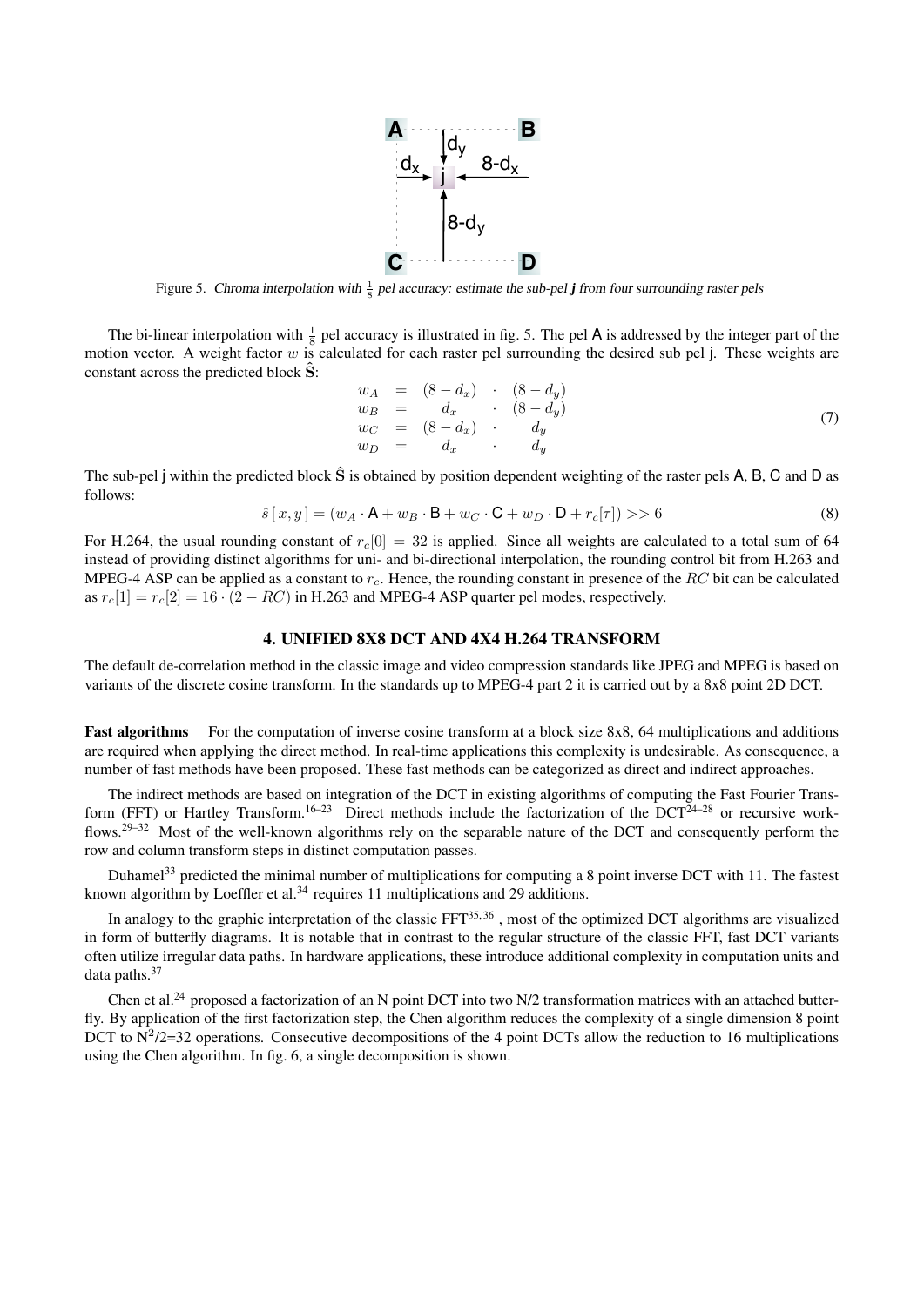Figure 5. *Chroma interpolation with $\frac{1}{8}$ pel accuracy: estimate the sub-pel **j** from four surrounding raster pels*

The bi-linear interpolation with $\frac{1}{8}$ pel accuracy is illustrated in fig. 5. The pel A is addressed by the integer part of the motion vector. A weight factor $w$ is calculated for each raster pel surrounding the desired sub pel j. These weights are constant across the predicted block $\hat{\mathbf{S}}$:

$$
\begin{aligned}
w_A &= (8-d_x) \cdot (8-d_y) \\
w_B &= d_x \cdot (8-d_y) \\
w_C &= (8-d_x) \cdot d_y \\
w_D &= d_x \cdot d_y
\end{aligned}
\tag{7}
$$

The sub-pel j within the predicted block $\hat{\mathbf{S}}$ is obtained by position dependent weighting of the raster pels A, B, C and D as follows:

$$
\hat{s}[x, y] = (w_A \cdot \mathsf{A} + w_B \cdot \mathsf{B} + w_C \cdot \mathsf{C} + w_D \cdot \mathsf{D} + r_c[\tau]) >> 6 \tag{8}
$$

For H.264, the usual rounding constant of $r_c[0] = 32$ is applied. Since all weights are calculated to a total sum of 64 instead of providing distinct algorithms for uni- and bi-directional interpolation, the rounding control bit from H.263 and MPEG-4 ASP can be applied as a constant to $r_c$. Hence, the rounding constant in presence of the $RC$ bit can be calculated as $r_c[1] = r_c[2] = 16 \cdot (2 - RC)$ in H.263 and MPEG-4 ASP quarter pel modes, respectively.

## 4. UNIFIED 8X8 DCT AND 4X4 H.264 TRANSFORM

The default de-correlation method in the classic image and video compression standards like JPEG and MPEG is based on variants of the discrete cosine transform. In the standards up to MPEG-4 part 2 it is carried out by a 8x8 point 2D DCT.

**Fast algorithms** For the computation of inverse cosine transform at a block size 8x8, 64 multiplications and additions are required when applying the direct method. In real-time applications this complexity is undesirable. As consequence, a number of fast methods have been proposed. These fast methods can be categorized as direct and indirect approaches.

The indirect methods are based on integration of the DCT in existing algorithms of computing the Fast Fourier Transform (FFT) or Hartley Transform.[16–23] Direct methods include the factorization of the DCT[24–28] or recursive workflows.[29–32] Most of the well-known algorithms rely on the separable nature of the DCT and consequently perform the row and column transform steps in distinct computation passes.

Duhamel[33] predicted the minimal number of multiplications for computing a 8 point inverse DCT with 11. The fastest known algorithm by Loeffler et al.[34] requires 11 multiplications and 29 additions.

In analogy to the graphic interpretation of the classic FFT[35,36], most of the optimized DCT algorithms are visualized in form of butterfly diagrams. It is notable that in contrast to the regular structure of the classic FFT, fast DCT variants often utilize irregular data paths. In hardware applications, these introduce additional complexity in computation units and data paths.[37]

Chen et al.[24] proposed a factorization of an N point DCT into two N/2 transformation matrices with an attached butterfly. By application of the first factorization step, the Chen algorithm reduces the complexity of a single dimension 8 point DCT to $N^2/2$=32 operations. Consecutive decompositions of the 4 point DCTs allow the reduction to 16 multiplications using the Chen algorithm. In fig. 6, a single decomposition is shown.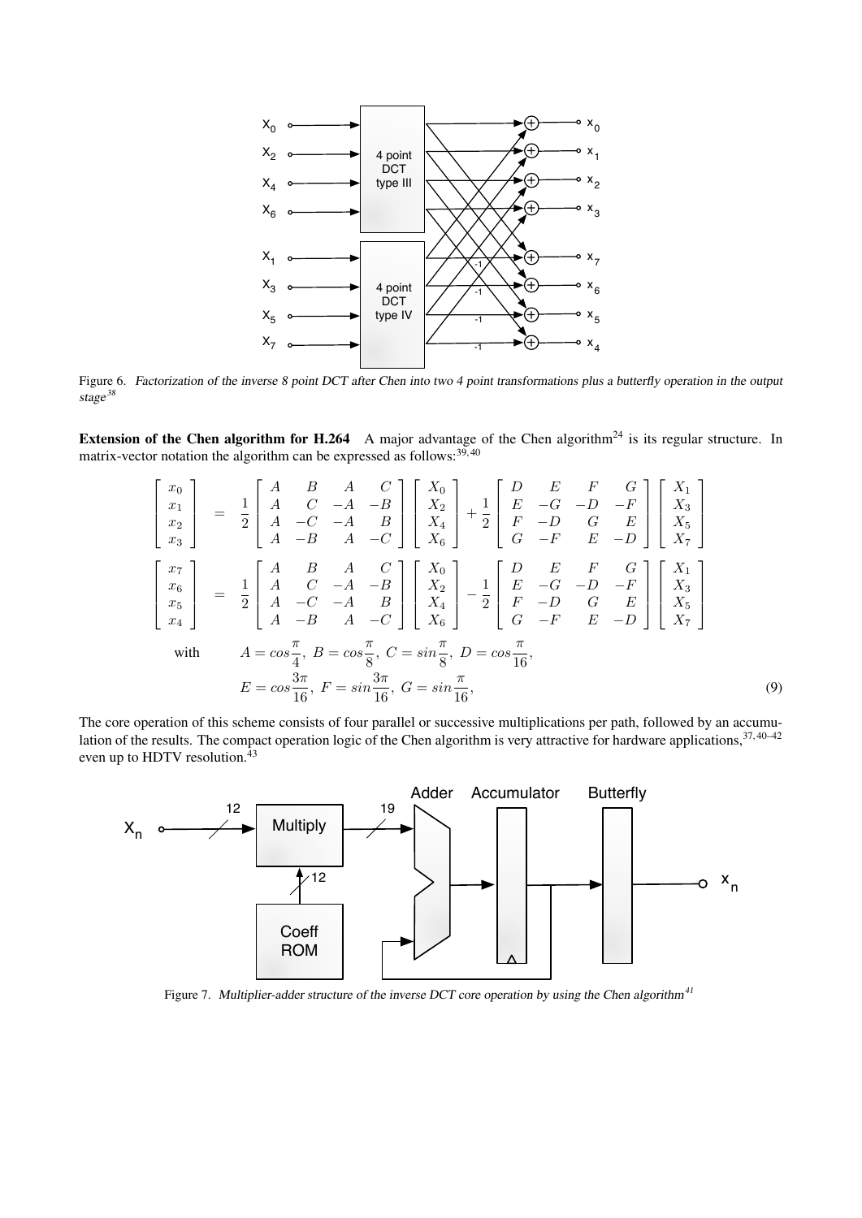Figure 6. *Factorization of the inverse 8 point DCT after Chen into two 4 point transformations plus a butterfly operation in the output stage*[38]

**Extension of the Chen algorithm for H.264** A major advantage of the Chen algorithm[24] is its regular structure. In matrix-vector notation the algorithm can be expressed as follows:[39,40]

$$
\begin{aligned}
\begin{bmatrix} x_0 \\ x_1 \\ x_2 \\ x_3 \end{bmatrix} &= \frac{1}{2} \begin{bmatrix} A & B & A & C \\ A & C & -A & -B \\ A & -C & -A & B \\ A & -B & A & -C \end{bmatrix} \begin{bmatrix} X_0 \\ X_2 \\ X_4 \\ X_6 \end{bmatrix} + \frac{1}{2} \begin{bmatrix} D & E & F & G \\ E & -G & -D & -F \\ F & -D & G & E \\ G & -F & E & -D \end{bmatrix} \begin{bmatrix} X_1 \\ X_3 \\ X_5 \\ X_7 \end{bmatrix} \\
\begin{bmatrix} x_7 \\ x_6 \\ x_5 \\ x_4 \end{bmatrix} &= \frac{1}{2} \begin{bmatrix} A & B & A & C \\ A & C & -A & -B \\ A & -C & -A & B \\ A & -B & A & -C \end{bmatrix} \begin{bmatrix} X_0 \\ X_2 \\ X_4 \\ X_6 \end{bmatrix} - \frac{1}{2} \begin{bmatrix} D & E & F & G \\ E & -G & -D & -F \\ F & -D & G & E \\ G & -F & E & -D \end{bmatrix} \begin{bmatrix} X_1 \\ X_3 \\ X_5 \\ X_7 \end{bmatrix} \\
\text{with} \quad & A = cos\frac{\pi}{4},\ B = cos\frac{\pi}{8},\ C = sin\frac{\pi}{8},\ D = cos\frac{\pi}{16}, \\
& E = cos\frac{3\pi}{16},\ F = sin\frac{3\pi}{16},\ G = sin\frac{\pi}{16},
\end{aligned} \tag{9}
$$

The core operation of this scheme consists of four parallel or successive multiplications per path, followed by an accumulation of the results. The compact operation logic of the Chen algorithm is very attractive for hardware applications,[37,40–42] even up to HDTV resolution.[43]

Figure 7. *Multiplier-adder structure of the inverse DCT core operation by using the Chen algorithm*[41]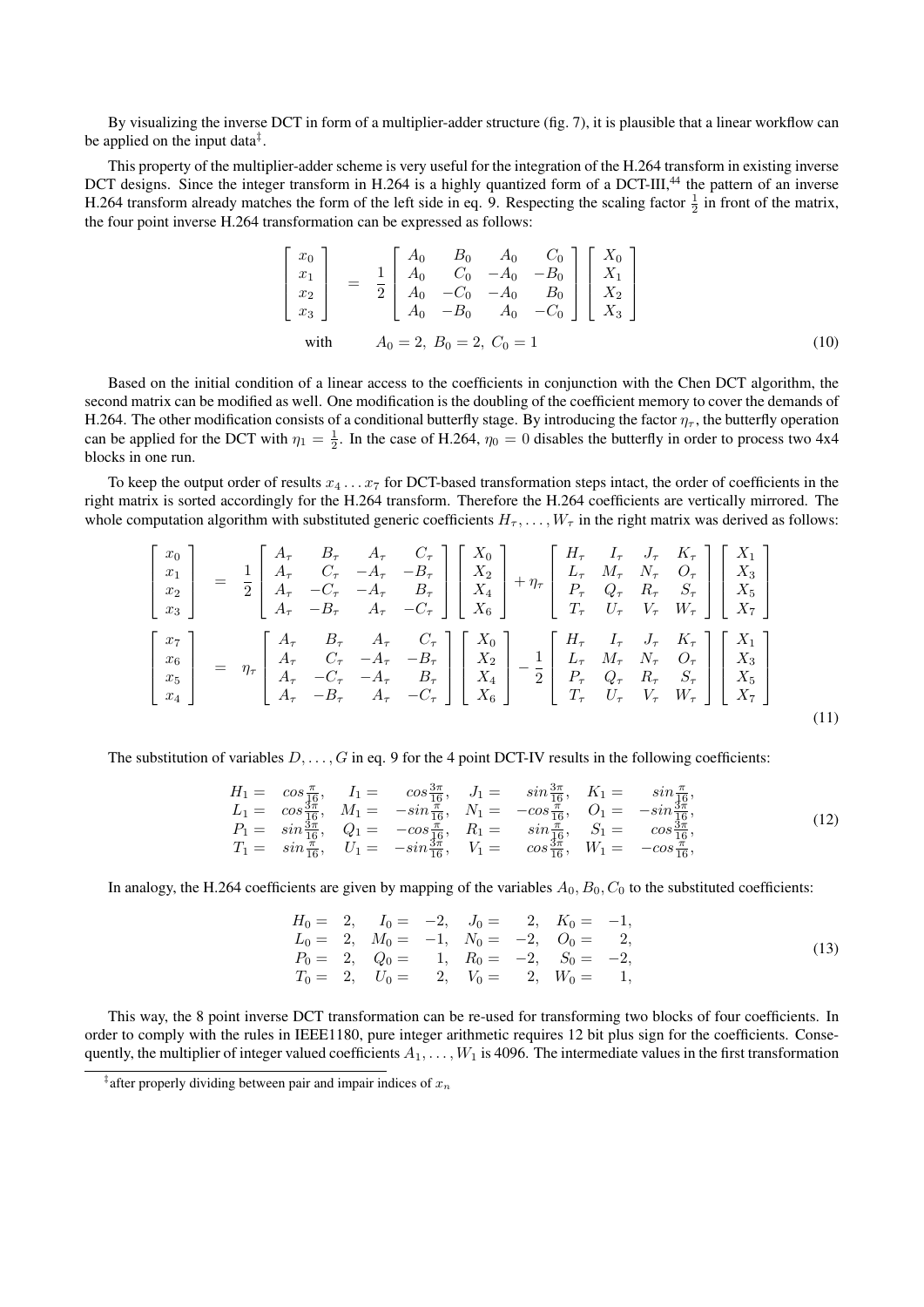By visualizing the inverse DCT in form of a multiplier-adder structure (fig. 7), it is plausible that a linear workflow can be applied on the input data[‡].

This property of the multiplier-adder scheme is very useful for the integration of the H.264 transform in existing inverse DCT designs. Since the integer transform in H.264 is a highly quantized form of a DCT-III,[44] the pattern of an inverse H.264 transform already matches the form of the left side in eq. 9. Respecting the scaling factor $\frac{1}{2}$ in front of the matrix, the four point inverse H.264 transformation can be expressed as follows:

$$\begin{bmatrix} x_0 \\ x_1 \\ x_2 \\ x_3 \end{bmatrix} = \frac{1}{2} \begin{bmatrix} A_0 & B_0 & A_0 & C_0 \\ A_0 & C_0 & -A_0 & -B_0 \\ A_0 & -C_0 & -A_0 & B_0 \\ A_0 & -B_0 & A_0 & -C_0 \end{bmatrix} \begin{bmatrix} X_0 \\ X_1 \\ X_2 \\ X_3 \end{bmatrix}$$

$$\text{with} \qquad A_0 = 2,\ B_0 = 2,\ C_0 = 1 \tag{10}$$

Based on the initial condition of a linear access to the coefficients in conjunction with the Chen DCT algorithm, the second matrix can be modified as well. One modification is the doubling of the coefficient memory to cover the demands of H.264. The other modification consists of a conditional butterfly stage. By introducing the factor $\eta_\tau$, the butterfly operation can be applied for the DCT with $\eta_1 = \frac{1}{2}$. In the case of H.264, $\eta_0 = 0$ disables the butterfly in order to process two 4x4 blocks in one run.

To keep the output order of results $x_4 \ldots x_7$ for DCT-based transformation steps intact, the order of coefficients in the right matrix is sorted accordingly for the H.264 transform. Therefore the H.264 coefficients are vertically mirrored. The whole computation algorithm with substituted generic coefficients $H_\tau, \ldots, W_\tau$ in the right matrix was derived as follows:

$$\begin{bmatrix} x_0 \\ x_1 \\ x_2 \\ x_3 \end{bmatrix} = \frac{1}{2} \begin{bmatrix} A_\tau & B_\tau & A_\tau & C_\tau \\ A_\tau & C_\tau & -A_\tau & -B_\tau \\ A_\tau & -C_\tau & -A_\tau & B_\tau \\ A_\tau & -B_\tau & A_\tau & -C_\tau \end{bmatrix} \begin{bmatrix} X_0 \\ X_2 \\ X_4 \\ X_6 \end{bmatrix} + \eta_\tau \begin{bmatrix} H_\tau & I_\tau & J_\tau & K_\tau \\ L_\tau & M_\tau & N_\tau & O_\tau \\ P_\tau & Q_\tau & R_\tau & S_\tau \\ T_\tau & U_\tau & V_\tau & W_\tau \end{bmatrix} \begin{bmatrix} X_1 \\ X_3 \\ X_5 \\ X_7 \end{bmatrix}$$

$$\begin{bmatrix} x_7 \\ x_6 \\ x_5 \\ x_4 \end{bmatrix} = \eta_\tau \begin{bmatrix} A_\tau & B_\tau & A_\tau & C_\tau \\ A_\tau & C_\tau & -A_\tau & -B_\tau \\ A_\tau & -C_\tau & -A_\tau & B_\tau \\ A_\tau & -B_\tau & A_\tau & -C_\tau \end{bmatrix} \begin{bmatrix} X_0 \\ X_2 \\ X_4 \\ X_6 \end{bmatrix} - \frac{1}{2} \begin{bmatrix} H_\tau & I_\tau & J_\tau & K_\tau \\ L_\tau & M_\tau & N_\tau & O_\tau \\ P_\tau & Q_\tau & R_\tau & S_\tau \\ T_\tau & U_\tau & V_\tau & W_\tau \end{bmatrix} \begin{bmatrix} X_1 \\ X_3 \\ X_5 \\ X_7 \end{bmatrix} \tag{11}$$

The substitution of variables $D, \ldots, G$ in eq. 9 for the 4 point DCT-IV results in the following coefficients:

$$\begin{array}{llll} H_1 = \cos\frac{\pi}{16}, & I_1 = \cos\frac{3\pi}{16}, & J_1 = \sin\frac{3\pi}{16}, & K_1 = \sin\frac{\pi}{16}, \\ L_1 = \cos\frac{3\pi}{16}, & M_1 = -\sin\frac{\pi}{16}, & N_1 = -\cos\frac{\pi}{16}, & O_1 = -\sin\frac{3\pi}{16}, \\ P_1 = \sin\frac{3\pi}{16}, & Q_1 = -\cos\frac{\pi}{16}, & R_1 = \sin\frac{\pi}{16}, & S_1 = \cos\frac{3\pi}{16}, \\ T_1 = \sin\frac{\pi}{16}, & U_1 = -\sin\frac{3\pi}{16}, & V_1 = \cos\frac{3\pi}{16}, & W_1 = -\cos\frac{\pi}{16}, \end{array} \tag{12}$$

In analogy, the H.264 coefficients are given by mapping of the variables $A_0, B_0, C_0$ to the substituted coefficients:

$$\begin{array}{llll} H_0 = 2, & I_0 = -2, & J_0 = 2, & K_0 = -1, \\ L_0 = 2, & M_0 = -1, & N_0 = -2, & O_0 = 2, \\ P_0 = 2, & Q_0 = 1, & R_0 = -2, & S_0 = -2, \\ T_0 = 2, & U_0 = 2, & V_0 = 2, & W_0 = 1, \end{array} \tag{13}$$

This way, the 8 point inverse DCT transformation can be re-used for transforming two blocks of four coefficients. In order to comply with the rules in IEEE1180, pure integer arithmetic requires 12 bit plus sign for the coefficients. Consequently, the multiplier of integer valued coefficients $A_1, \ldots, W_1$ is 4096. The intermediate values in the first transformation

[‡] after properly dividing between pair and impair indices of $x_n$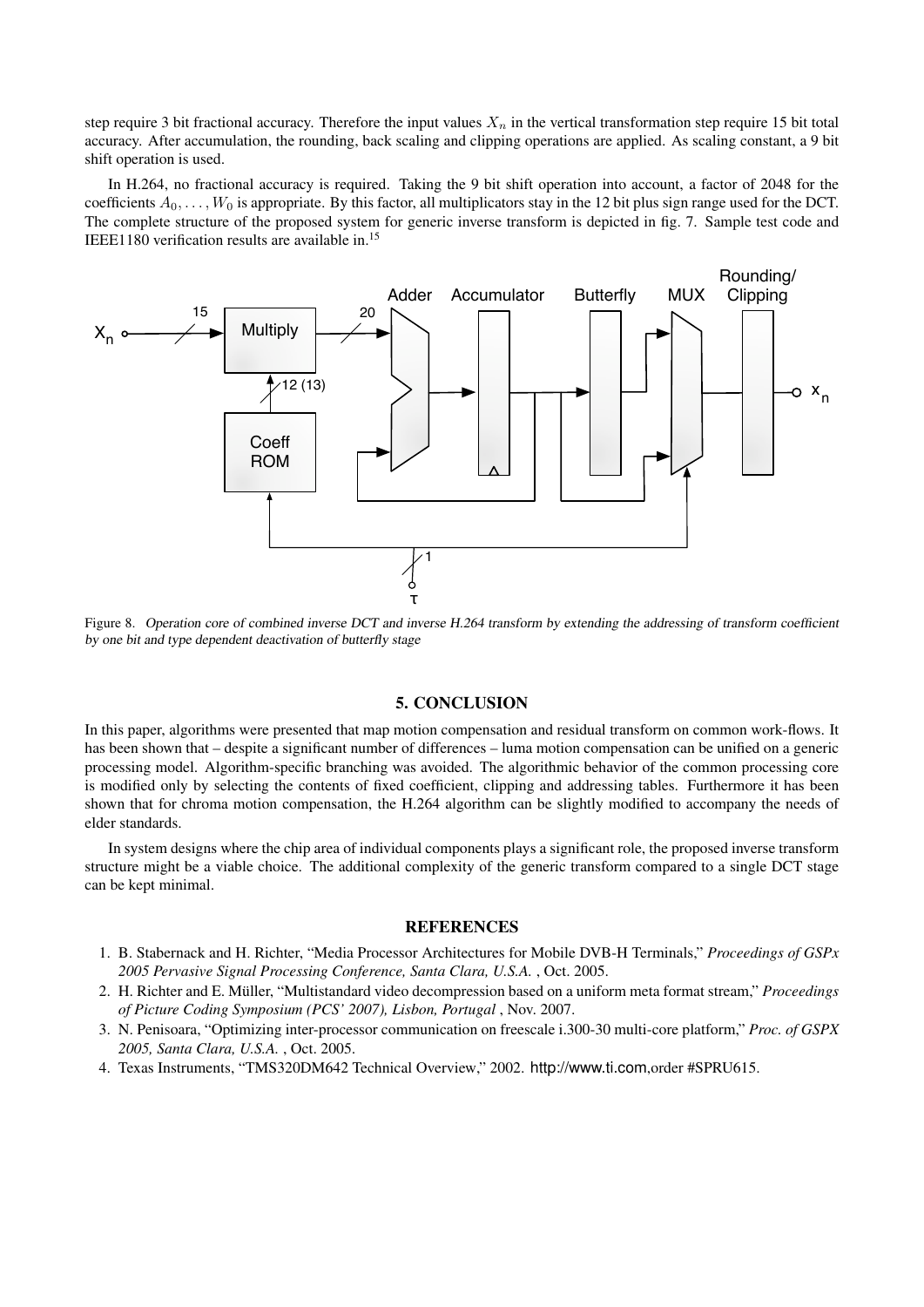step require 3 bit fractional accuracy. Therefore the input values $X_n$ in the vertical transformation step require 15 bit total accuracy. After accumulation, the rounding, back scaling and clipping operations are applied. As scaling constant, a 9 bit shift operation is used.

In H.264, no fractional accuracy is required. Taking the 9 bit shift operation into account, a factor of 2048 for the coefficients $A_0, \ldots, W_0$ is appropriate. By this factor, all multiplicators stay in the 12 bit plus sign range used for the DCT. The complete structure of the proposed system for generic inverse transform is depicted in fig. 7. Sample test code and IEEE1180 verification results are available in.[15]

Figure 8. *Operation core of combined inverse DCT and inverse H.264 transform by extending the addressing of transform coefficient by one bit and type dependent deactivation of butterfly stage*

## 5. CONCLUSION

In this paper, algorithms were presented that map motion compensation and residual transform on common work-flows. It has been shown that – despite a significant number of differences – luma motion compensation can be unified on a generic processing model. Algorithm-specific branching was avoided. The algorithmic behavior of the common processing core is modified only by selecting the contents of fixed coefficient, clipping and addressing tables. Furthermore it has been shown that for chroma motion compensation, the H.264 algorithm can be slightly modified to accompany the needs of elder standards.

In system designs where the chip area of individual components plays a significant role, the proposed inverse transform structure might be a viable choice. The additional complexity of the generic transform compared to a single DCT stage can be kept minimal.

## REFERENCES

1. B. Stabernack and H. Richter, "Media Processor Architectures for Mobile DVB-H Terminals," *Proceedings of GSPx 2005 Pervasive Signal Processing Conference, Santa Clara, U.S.A.* , Oct. 2005.
2. H. Richter and E. Müller, "Multistandard video decompression based on a uniform meta format stream," *Proceedings of Picture Coding Symposium (PCS' 2007), Lisbon, Portugal* , Nov. 2007.
3. N. Penisoara, "Optimizing inter-processor communication on freescale i.300-30 multi-core platform," *Proc. of GSPX 2005, Santa Clara, U.S.A.* , Oct. 2005.
4. Texas Instruments, "TMS320DM642 Technical Overview," 2002. http://www.ti.com,order #SPRU615.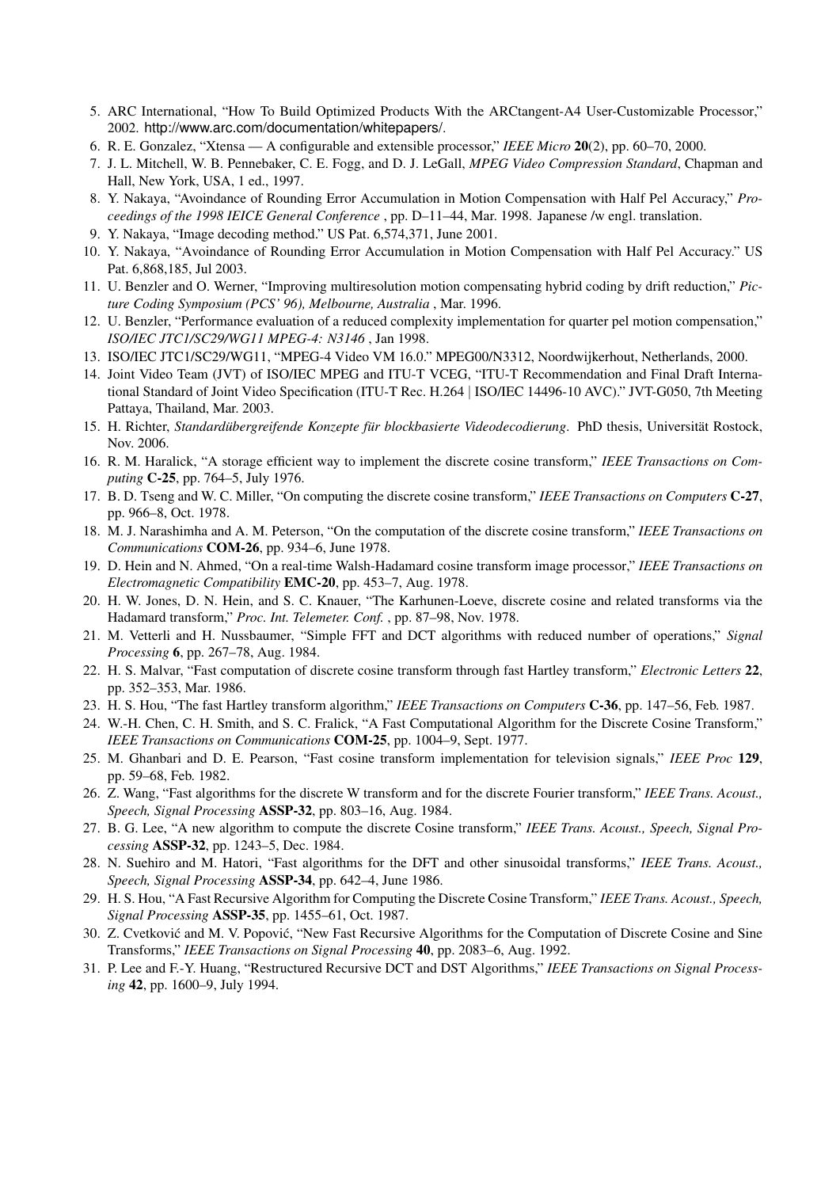5. ARC International, "How To Build Optimized Products With the ARCtangent-A4 User-Customizable Processor," 2002. http://www.arc.com/documentation/whitepapers/.
6. R. E. Gonzalez, "Xtensa — A configurable and extensible processor," *IEEE Micro* **20**(2), pp. 60–70, 2000.
7. J. L. Mitchell, W. B. Pennebaker, C. E. Fogg, and D. J. LeGall, *MPEG Video Compression Standard*, Chapman and Hall, New York, USA, 1 ed., 1997.
8. Y. Nakaya, "Avoindance of Rounding Error Accumulation in Motion Compensation with Half Pel Accuracy," *Proceedings of the 1998 IEICE General Conference* , pp. D–11–44, Mar. 1998. Japanese /w engl. translation.
9. Y. Nakaya, "Image decoding method." US Pat. 6,574,371, June 2001.
10. Y. Nakaya, "Avoindance of Rounding Error Accumulation in Motion Compensation with Half Pel Accuracy." US Pat. 6,868,185, Jul 2003.
11. U. Benzler and O. Werner, "Improving multiresolution motion compensating hybrid coding by drift reduction," *Picture Coding Symposium (PCS' 96), Melbourne, Australia* , Mar. 1996.
12. U. Benzler, "Performance evaluation of a reduced complexity implementation for quarter pel motion compensation," *ISO/IEC JTC1/SC29/WG11 MPEG-4: N3146* , Jan 1998.
13. ISO/IEC JTC1/SC29/WG11, "MPEG-4 Video VM 16.0." MPEG00/N3312, Noordwijkerhout, Netherlands, 2000.
14. Joint Video Team (JVT) of ISO/IEC MPEG and ITU-T VCEG, "ITU-T Recommendation and Final Draft International Standard of Joint Video Specification (ITU-T Rec. H.264 | ISO/IEC 14496-10 AVC)." JVT-G050, 7th Meeting Pattaya, Thailand, Mar. 2003.
15. H. Richter, *Standardübergreifende Konzepte für blockbasierte Videodecodierung*. PhD thesis, Universität Rostock, Nov. 2006.
16. R. M. Haralick, "A storage efficient way to implement the discrete cosine transform," *IEEE Transactions on Computing* **C-25**, pp. 764–5, July 1976.
17. B. D. Tseng and W. C. Miller, "On computing the discrete cosine transform," *IEEE Transactions on Computers* **C-27**, pp. 966–8, Oct. 1978.
18. M. J. Narashimha and A. M. Peterson, "On the computation of the discrete cosine transform," *IEEE Transactions on Communications* **COM-26**, pp. 934–6, June 1978.
19. D. Hein and N. Ahmed, "On a real-time Walsh-Hadamard cosine transform image processor," *IEEE Transactions on Electromagnetic Compatibility* **EMC-20**, pp. 453–7, Aug. 1978.
20. H. W. Jones, D. N. Hein, and S. C. Knauer, "The Karhunen-Loeve, discrete cosine and related transforms via the Hadamard transform," *Proc. Int. Telemeter. Conf.* , pp. 87–98, Nov. 1978.
21. M. Vetterli and H. Nussbaumer, "Simple FFT and DCT algorithms with reduced number of operations," *Signal Processing* **6**, pp. 267–78, Aug. 1984.
22. H. S. Malvar, "Fast computation of discrete cosine transform through fast Hartley transform," *Electronic Letters* **22**, pp. 352–353, Mar. 1986.
23. H. S. Hou, "The fast Hartley transform algorithm," *IEEE Transactions on Computers* **C-36**, pp. 147–56, Feb. 1987.
24. W.-H. Chen, C. H. Smith, and S. C. Fralick, "A Fast Computational Algorithm for the Discrete Cosine Transform," *IEEE Transactions on Communications* **COM-25**, pp. 1004–9, Sept. 1977.
25. M. Ghanbari and D. E. Pearson, "Fast cosine transform implementation for television signals," *IEEE Proc* **129**, pp. 59–68, Feb. 1982.
26. Z. Wang, "Fast algorithms for the discrete W transform and for the discrete Fourier transform," *IEEE Trans. Acoust., Speech, Signal Processing* **ASSP-32**, pp. 803–16, Aug. 1984.
27. B. G. Lee, "A new algorithm to compute the discrete Cosine transform," *IEEE Trans. Acoust., Speech, Signal Processing* **ASSP-32**, pp. 1243–5, Dec. 1984.
28. N. Suehiro and M. Hatori, "Fast algorithms for the DFT and other sinusoidal transforms," *IEEE Trans. Acoust., Speech, Signal Processing* **ASSP-34**, pp. 642–4, June 1986.
29. H. S. Hou, "A Fast Recursive Algorithm for Computing the Discrete Cosine Transform," *IEEE Trans. Acoust., Speech, Signal Processing* **ASSP-35**, pp. 1455–61, Oct. 1987.
30. Z. Cvetković and M. V. Popović, "New Fast Recursive Algorithms for the Computation of Discrete Cosine and Sine Transforms," *IEEE Transactions on Signal Processing* **40**, pp. 2083–6, Aug. 1992.
31. P. Lee and F.-Y. Huang, "Restructured Recursive DCT and DST Algorithms," *IEEE Transactions on Signal Processing* **42**, pp. 1600–9, July 1994.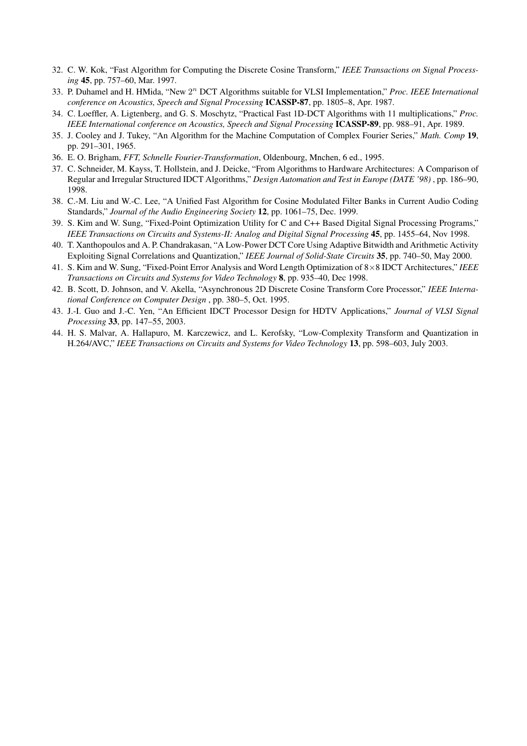32. C. W. Kok, "Fast Algorithm for Computing the Discrete Cosine Transform," *IEEE Transactions on Signal Processing* **45**, pp. 757–60, Mar. 1997.
33. P. Duhamel and H. HMida, "New $2^n$ DCT Algorithms suitable for VLSI Implementation," *Proc. IEEE International conference on Acoustics, Speech and Signal Processing* **ICASSP-87**, pp. 1805–8, Apr. 1987.
34. C. Loeffler, A. Ligtenberg, and G. S. Moschytz, "Practical Fast 1D-DCT Algorithms with 11 multiplications," *Proc. IEEE International conference on Acoustics, Speech and Signal Processing* **ICASSP-89**, pp. 988–91, Apr. 1989.
35. J. Cooley and J. Tukey, "An Algorithm for the Machine Computation of Complex Fourier Series," *Math. Comp* **19**, pp. 291–301, 1965.
36. E. O. Brigham, *FFT, Schnelle Fourier-Transformation*, Oldenbourg, Mnchen, 6 ed., 1995.
37. C. Schneider, M. Kayss, T. Hollstein, and J. Deicke, "From Algorithms to Hardware Architectures: A Comparison of Regular and Irregular Structured IDCT Algorithms," *Design Automation and Test in Europe (DATE '98)* , pp. 186–90, 1998.
38. C.-M. Liu and W.-C. Lee, "A Unified Fast Algorithm for Cosine Modulated Filter Banks in Current Audio Coding Standards," *Journal of the Audio Engineering Society* **12**, pp. 1061–75, Dec. 1999.
39. S. Kim and W. Sung, "Fixed-Point Optimization Utility for C and C++ Based Digital Signal Processing Programs," *IEEE Transactions on Circuits and Systems-II: Analog and Digital Signal Processing* **45**, pp. 1455–64, Nov 1998.
40. T. Xanthopoulos and A. P. Chandrakasan, "A Low-Power DCT Core Using Adaptive Bitwidth and Arithmetic Activity Exploiting Signal Correlations and Quantization," *IEEE Journal of Solid-State Circuits* **35**, pp. 740–50, May 2000.
41. S. Kim and W. Sung, "Fixed-Point Error Analysis and Word Length Optimization of $8\times8$ IDCT Architectures," *IEEE Transactions on Circuits and Systems for Video Technology* **8**, pp. 935–40, Dec 1998.
42. B. Scott, D. Johnson, and V. Akella, "Asynchronous 2D Discrete Cosine Transform Core Processor," *IEEE International Conference on Computer Design* , pp. 380–5, Oct. 1995.
43. J.-I. Guo and J.-C. Yen, "An Efficient IDCT Processor Design for HDTV Applications," *Journal of VLSI Signal Processing* **33**, pp. 147–55, 2003.
44. H. S. Malvar, A. Hallapuro, M. Karczewicz, and L. Kerofsky, "Low-Complexity Transform and Quantization in H.264/AVC," *IEEE Transactions on Circuits and Systems for Video Technology* **13**, pp. 598–603, July 2003.